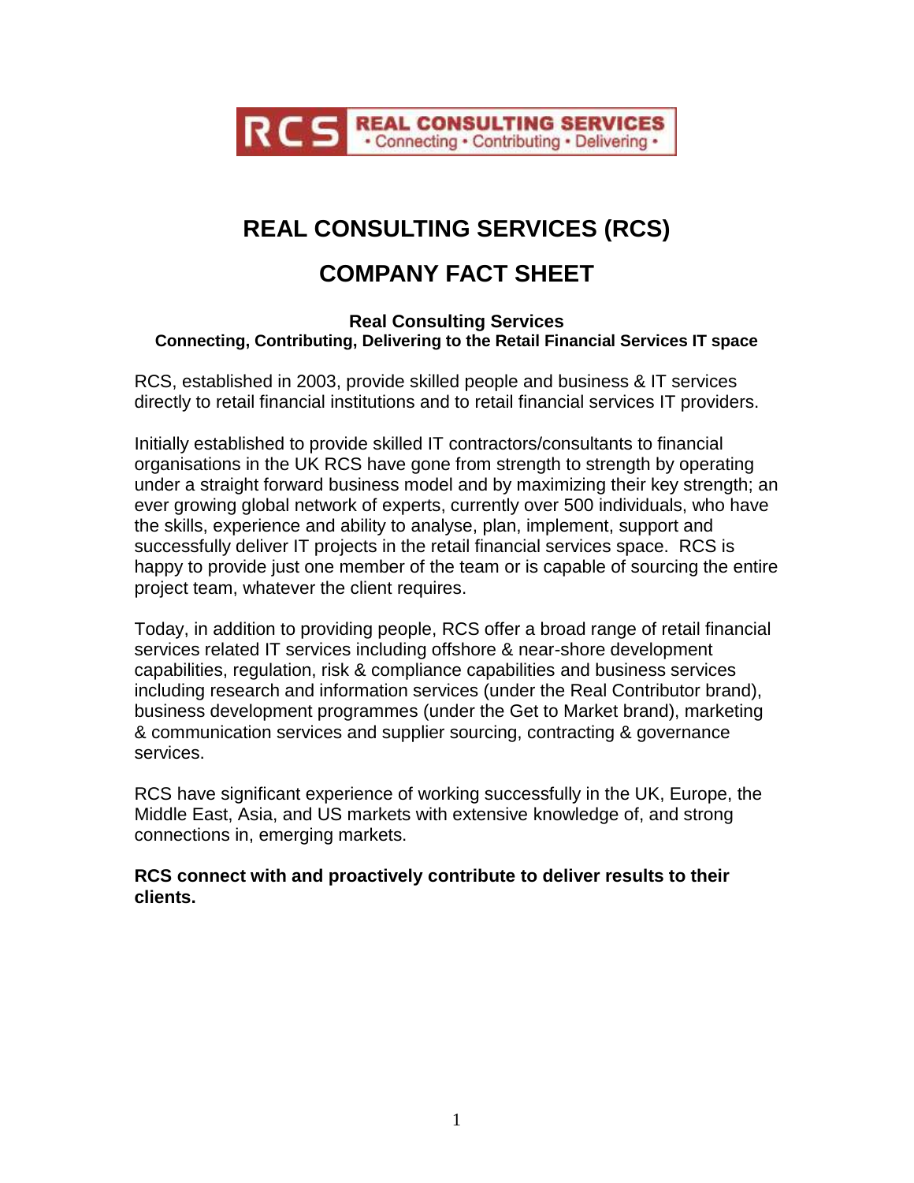# REAL CONSULTING SERVICES (RCS)

# COMPANY FACT SHEET

**Real Consulting Services**
**Connecting, Contributing, Delivering to the Retail Financial Services IT space**

RCS, established in 2003, provide skilled people and business & IT services directly to retail financial institutions and to retail financial services IT providers.

Initially established to provide skilled IT contractors/consultants to financial organisations in the UK RCS have gone from strength to strength by operating under a straight forward business model and by maximizing their key strength; an ever growing global network of experts, currently over 500 individuals, who have the skills, experience and ability to analyse, plan, implement, support and successfully deliver IT projects in the retail financial services space. RCS is happy to provide just one member of the team or is capable of sourcing the entire project team, whatever the client requires.

Today, in addition to providing people, RCS offer a broad range of retail financial services related IT services including offshore & near-shore development capabilities, regulation, risk & compliance capabilities and business services including research and information services (under the Real Contributor brand), business development programmes (under the Get to Market brand), marketing & communication services and supplier sourcing, contracting & governance services.

RCS have significant experience of working successfully in the UK, Europe, the Middle East, Asia, and US markets with extensive knowledge of, and strong connections in, emerging markets.

**RCS connect with and proactively contribute to deliver results to their clients.**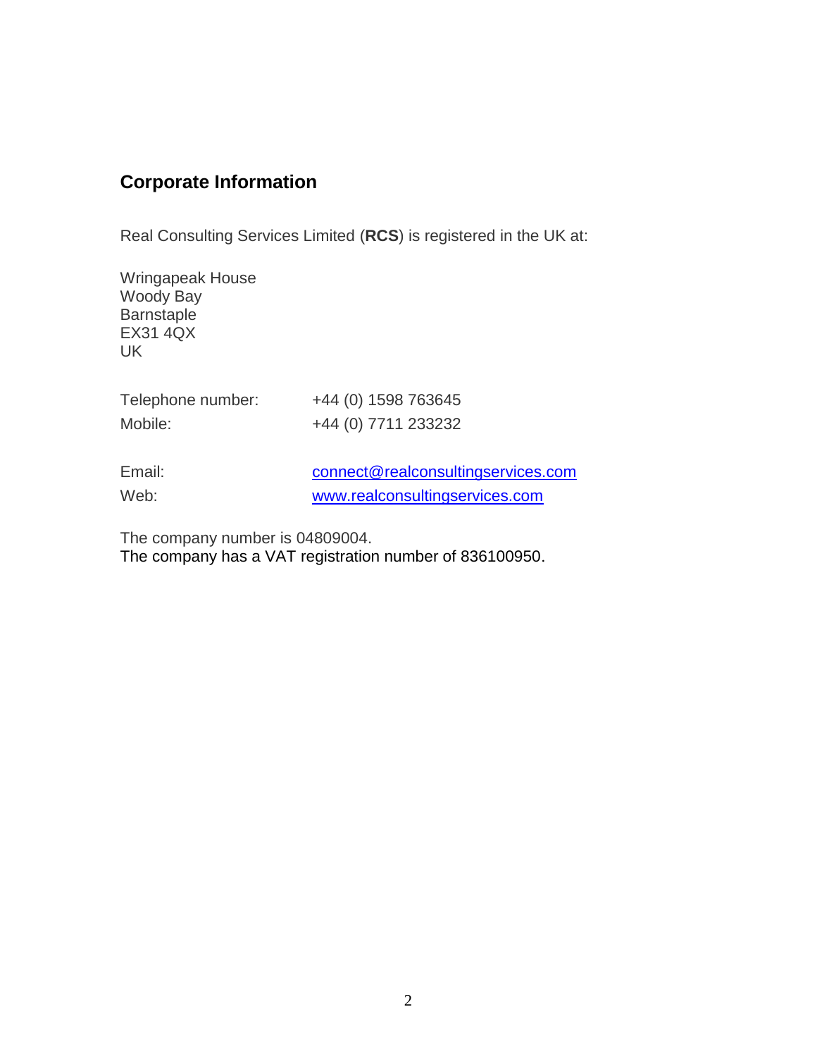## Corporate Information

Real Consulting Services Limited (**RCS**) is registered in the UK at:

Wringapeak House
Woody Bay
Barnstaple
EX31 4QX
UK

| | |
|---|---|
| Telephone number: | +44 (0) 1598 763645 |
| Mobile: | +44 (0) 7711 233232 |
| | |
| Email: | connect@realconsultingservices.com |
| Web: | www.realconsultingservices.com |

The company number is 04809004.
The company has a VAT registration number of 836100950.